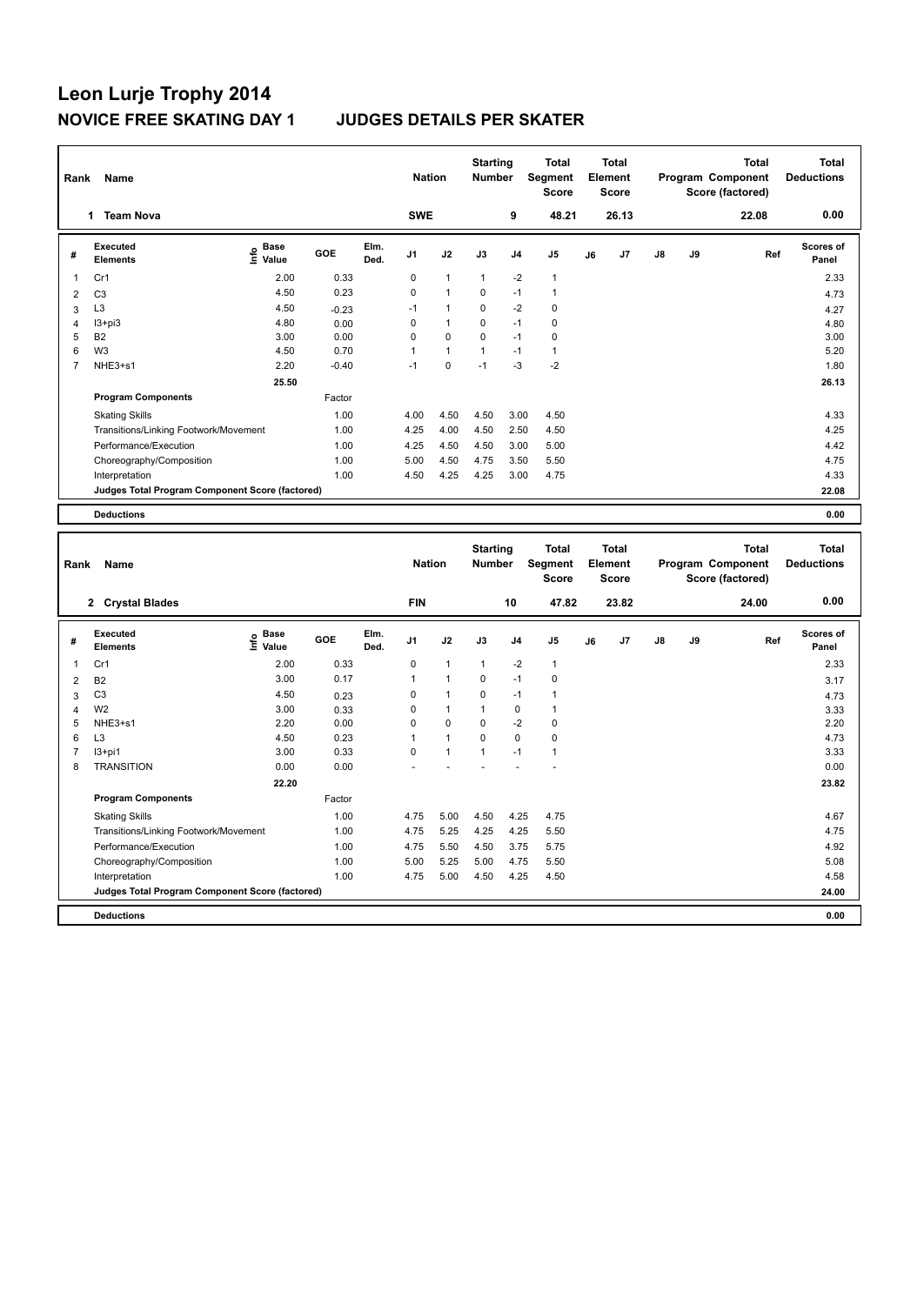# Leon Lurje Trophy 2014

## NOVICE FREE SKATING DAY 1 JUDGES DETAILS PER SKATER

| Rank | Name | Nation | Starting Number | Total Segment Score | Total Element Score | Total Program Component Score (factored) | Total Deductions |
|---|---|---|---|---|---|---|---|
| 1 | Team Nova | SWE | 9 | 48.21 | 26.13 | 22.08 | 0.00 |

| # | Executed Elements | Info | Base Value | GOE | Elm. Ded. | J1 | J2 | J3 | J4 | J5 | J6 | J7 | J8 | J9 | Ref | Scores of Panel |
|---|---|---|---|---|---|---|---|---|---|---|---|---|---|---|---|---|
| 1 | Cr1 | | 2.00 | 0.33 | | 0 | 1 | 1 | -2 | 1 | | | | | | 2.33 |
| 2 | C3 | | 4.50 | 0.23 | | 0 | 1 | 0 | -1 | 1 | | | | | | 4.73 |
| 3 | L3 | | 4.50 | -0.23 | | -1 | 1 | 0 | -2 | 0 | | | | | | 4.27 |
| 4 | I3+pi3 | | 4.80 | 0.00 | | 0 | 1 | 0 | -1 | 0 | | | | | | 4.80 |
| 5 | B2 | | 3.00 | 0.00 | | 0 | 0 | 0 | -1 | 0 | | | | | | 3.00 |
| 6 | W3 | | 4.50 | 0.70 | | 1 | 1 | 1 | -1 | 1 | | | | | | 5.20 |
| 7 | NHE3+s1 | | 2.20 | -0.40 | | -1 | 0 | -1 | -3 | -2 | | | | | | 1.80 |
| | | | 25.50 | | | | | | | | | | | | | 26.13 |

| Program Components | Factor | J1 | J2 | J3 | J4 | J5 | J6 | J7 | J8 | J9 | Scores of Panel |
|---|---|---|---|---|---|---|---|---|---|---|---|
| Skating Skills | 1.00 | 4.00 | 4.50 | 4.50 | 3.00 | 4.50 | | | | | 4.33 |
| Transitions/Linking Footwork/Movement | 1.00 | 4.25 | 4.00 | 4.50 | 2.50 | 4.50 | | | | | 4.25 |
| Performance/Execution | 1.00 | 4.25 | 4.50 | 4.50 | 3.00 | 5.00 | | | | | 4.42 |
| Choreography/Composition | 1.00 | 5.00 | 4.50 | 4.75 | 3.50 | 5.50 | | | | | 4.75 |
| Interpretation | 1.00 | 4.50 | 4.25 | 4.25 | 3.00 | 4.75 | | | | | 4.33 |
| Judges Total Program Component Score (factored) | | | | | | | | | | | 22.08 |

| Deductions | 0.00 |
|---|---|

| Rank | Name | Nation | Starting Number | Total Segment Score | Total Element Score | Total Program Component Score (factored) | Total Deductions |
|---|---|---|---|---|---|---|---|
| 2 | Crystal Blades | FIN | 10 | 47.82 | 23.82 | 24.00 | 0.00 |

| # | Executed Elements | Info | Base Value | GOE | Elm. Ded. | J1 | J2 | J3 | J4 | J5 | J6 | J7 | J8 | J9 | Ref | Scores of Panel |
|---|---|---|---|---|---|---|---|---|---|---|---|---|---|---|---|---|
| 1 | Cr1 | | 2.00 | 0.33 | | 0 | 1 | 1 | -2 | 1 | | | | | | 2.33 |
| 2 | B2 | | 3.00 | 0.17 | | 1 | 1 | 0 | -1 | 0 | | | | | | 3.17 |
| 3 | C3 | | 4.50 | 0.23 | | 0 | 1 | 0 | -1 | 1 | | | | | | 4.73 |
| 4 | W2 | | 3.00 | 0.33 | | 0 | 1 | 1 | 0 | 1 | | | | | | 3.33 |
| 5 | NHE3+s1 | | 2.20 | 0.00 | | 0 | 0 | 0 | -2 | 0 | | | | | | 2.20 |
| 6 | L3 | | 4.50 | 0.23 | | 1 | 1 | 0 | 0 | 0 | | | | | | 4.73 |
| 7 | I3+pi1 | | 3.00 | 0.33 | | 0 | 1 | 1 | -1 | 1 | | | | | | 3.33 |
| 8 | TRANSITION | | 0.00 | 0.00 | | - | - | - | - | - | | | | | | 0.00 |
| | | | 22.20 | | | | | | | | | | | | | 23.82 |

| Program Components | Factor | J1 | J2 | J3 | J4 | J5 | J6 | J7 | J8 | J9 | Scores of Panel |
|---|---|---|---|---|---|---|---|---|---|---|---|
| Skating Skills | 1.00 | 4.75 | 5.00 | 4.50 | 4.25 | 4.75 | | | | | 4.67 |
| Transitions/Linking Footwork/Movement | 1.00 | 4.75 | 5.25 | 4.25 | 4.25 | 5.50 | | | | | 4.75 |
| Performance/Execution | 1.00 | 4.75 | 5.50 | 4.50 | 3.75 | 5.75 | | | | | 4.92 |
| Choreography/Composition | 1.00 | 5.00 | 5.25 | 5.00 | 4.75 | 5.50 | | | | | 5.08 |
| Interpretation | 1.00 | 4.75 | 5.00 | 4.50 | 4.25 | 4.50 | | | | | 4.58 |
| Judges Total Program Component Score (factored) | | | | | | | | | | | 24.00 |

| Deductions | 0.00 |
|---|---|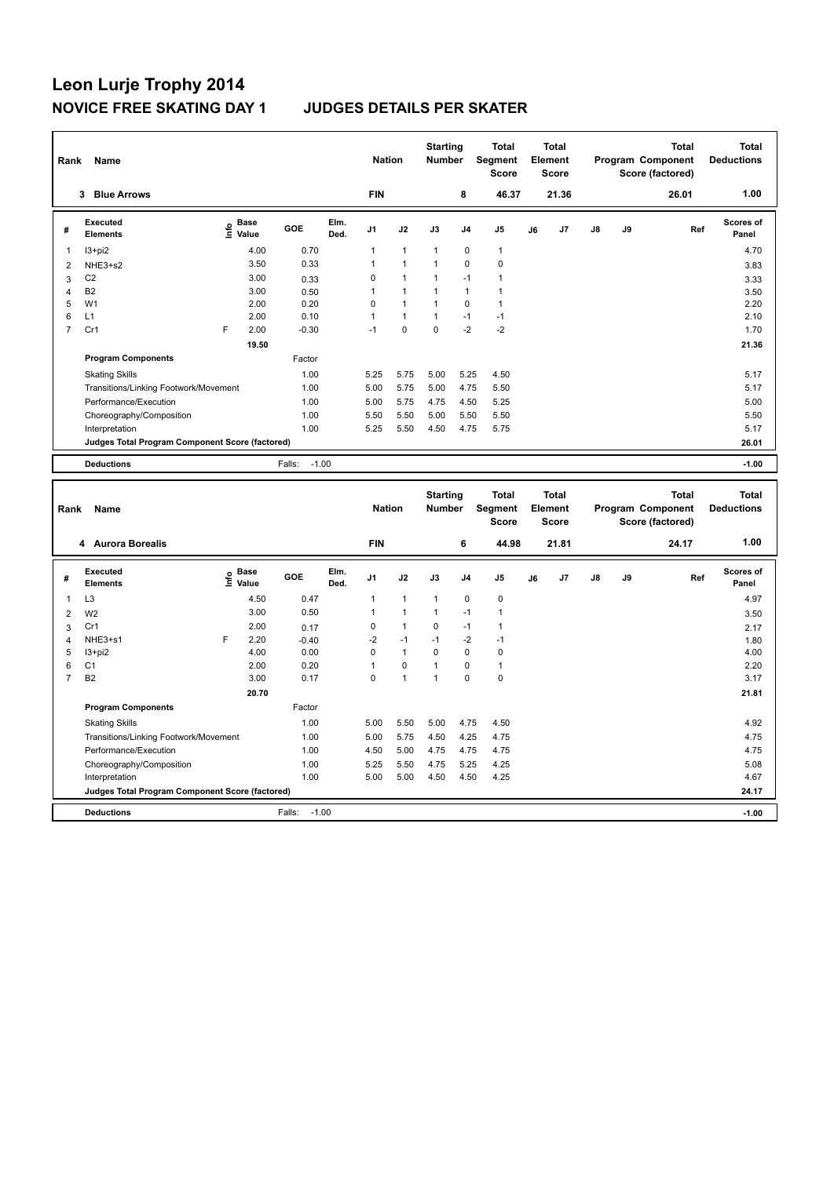# Leon Lurje Trophy 2014

## NOVICE FREE SKATING DAY 1 JUDGES DETAILS PER SKATER

| Rank | Name | Nation | Starting Number | Total Segment Score | Total Element Score | Total Program Component Score (factored) | Total Deductions |
|---|---|---|---|---|---|---|---|
| 3 | Blue Arrows | FIN | 8 | 46.37 | 21.36 | 26.01 | 1.00 |

| # | Executed Elements | Info | Base Value | GOE | Elm. Ded. | J1 | J2 | J3 | J4 | J5 | J6 | J7 | J8 | J9 | Ref | Scores of Panel |
|---|---|---|---|---|---|---|---|---|---|---|---|---|---|---|---|---|
| 1 | I3+pi2 | | 4.00 | 0.70 | | 1 | 1 | 1 | 0 | 1 | | | | | | 4.70 |
| 2 | NHE3+s2 | | 3.50 | 0.33 | | 1 | 1 | 1 | 0 | 0 | | | | | | 3.83 |
| 3 | C2 | | 3.00 | 0.33 | | 0 | 1 | 1 | -1 | 1 | | | | | | 3.33 |
| 4 | B2 | | 3.00 | 0.50 | | 1 | 1 | 1 | 1 | 1 | | | | | | 3.50 |
| 5 | W1 | | 2.00 | 0.20 | | 0 | 1 | 1 | 0 | 1 | | | | | | 2.20 |
| 6 | L1 | | 2.00 | 0.10 | | 1 | 1 | 1 | -1 | -1 | | | | | | 2.10 |
| 7 | Cr1 | F | 2.00 | -0.30 | | -1 | 0 | 0 | -2 | -2 | | | | | | 1.70 |
| | | | 19.50 | | | | | | | | | | | | | 21.36 |

| Program Components | Factor | J1 | J2 | J3 | J4 | J5 | J6 | J7 | J8 | J9 | Scores of Panel |
|---|---|---|---|---|---|---|---|---|---|---|---|
| Skating Skills | 1.00 | 5.25 | 5.75 | 5.00 | 5.25 | 4.50 | | | | | 5.17 |
| Transitions/Linking Footwork/Movement | 1.00 | 5.00 | 5.75 | 5.00 | 4.75 | 5.50 | | | | | 5.17 |
| Performance/Execution | 1.00 | 5.00 | 5.75 | 4.75 | 4.50 | 5.25 | | | | | 5.00 |
| Choreography/Composition | 1.00 | 5.50 | 5.50 | 5.00 | 5.50 | 5.50 | | | | | 5.50 |
| Interpretation | 1.00 | 5.25 | 5.50 | 4.50 | 4.75 | 5.75 | | | | | 5.17 |
| Judges Total Program Component Score (factored) | | | | | | | | | | | 26.01 |

**Deductions** Falls: -1.00 — **-1.00**

| Rank | Name | Nation | Starting Number | Total Segment Score | Total Element Score | Total Program Component Score (factored) | Total Deductions |
|---|---|---|---|---|---|---|---|
| 4 | Aurora Borealis | FIN | 6 | 44.98 | 21.81 | 24.17 | 1.00 |

| # | Executed Elements | Info | Base Value | GOE | Elm. Ded. | J1 | J2 | J3 | J4 | J5 | J6 | J7 | J8 | J9 | Ref | Scores of Panel |
|---|---|---|---|---|---|---|---|---|---|---|---|---|---|---|---|---|
| 1 | L3 | | 4.50 | 0.47 | | 1 | 1 | 1 | 0 | 0 | | | | | | 4.97 |
| 2 | W2 | | 3.00 | 0.50 | | 1 | 1 | 1 | -1 | 1 | | | | | | 3.50 |
| 3 | Cr1 | | 2.00 | 0.17 | | 0 | 1 | 0 | -1 | 1 | | | | | | 2.17 |
| 4 | NHE3+s1 | F | 2.20 | -0.40 | | -2 | -1 | -1 | -2 | -1 | | | | | | 1.80 |
| 5 | I3+pi2 | | 4.00 | 0.00 | | 0 | 1 | 0 | 0 | 0 | | | | | | 4.00 |
| 6 | C1 | | 2.00 | 0.20 | | 1 | 0 | 1 | 0 | 1 | | | | | | 2.20 |
| 7 | B2 | | 3.00 | 0.17 | | 0 | 1 | 1 | 0 | 0 | | | | | | 3.17 |
| | | | 20.70 | | | | | | | | | | | | | 21.81 |

| Program Components | Factor | J1 | J2 | J3 | J4 | J5 | J6 | J7 | J8 | J9 | Scores of Panel |
|---|---|---|---|---|---|---|---|---|---|---|---|
| Skating Skills | 1.00 | 5.00 | 5.50 | 5.00 | 4.75 | 4.50 | | | | | 4.92 |
| Transitions/Linking Footwork/Movement | 1.00 | 5.00 | 5.75 | 4.50 | 4.25 | 4.75 | | | | | 4.75 |
| Performance/Execution | 1.00 | 4.50 | 5.00 | 4.75 | 4.75 | 4.75 | | | | | 4.75 |
| Choreography/Composition | 1.00 | 5.25 | 5.50 | 4.75 | 5.25 | 4.25 | | | | | 5.08 |
| Interpretation | 1.00 | 5.00 | 5.00 | 4.50 | 4.50 | 4.25 | | | | | 4.67 |
| Judges Total Program Component Score (factored) | | | | | | | | | | | 24.17 |

**Deductions** Falls: -1.00 — **-1.00**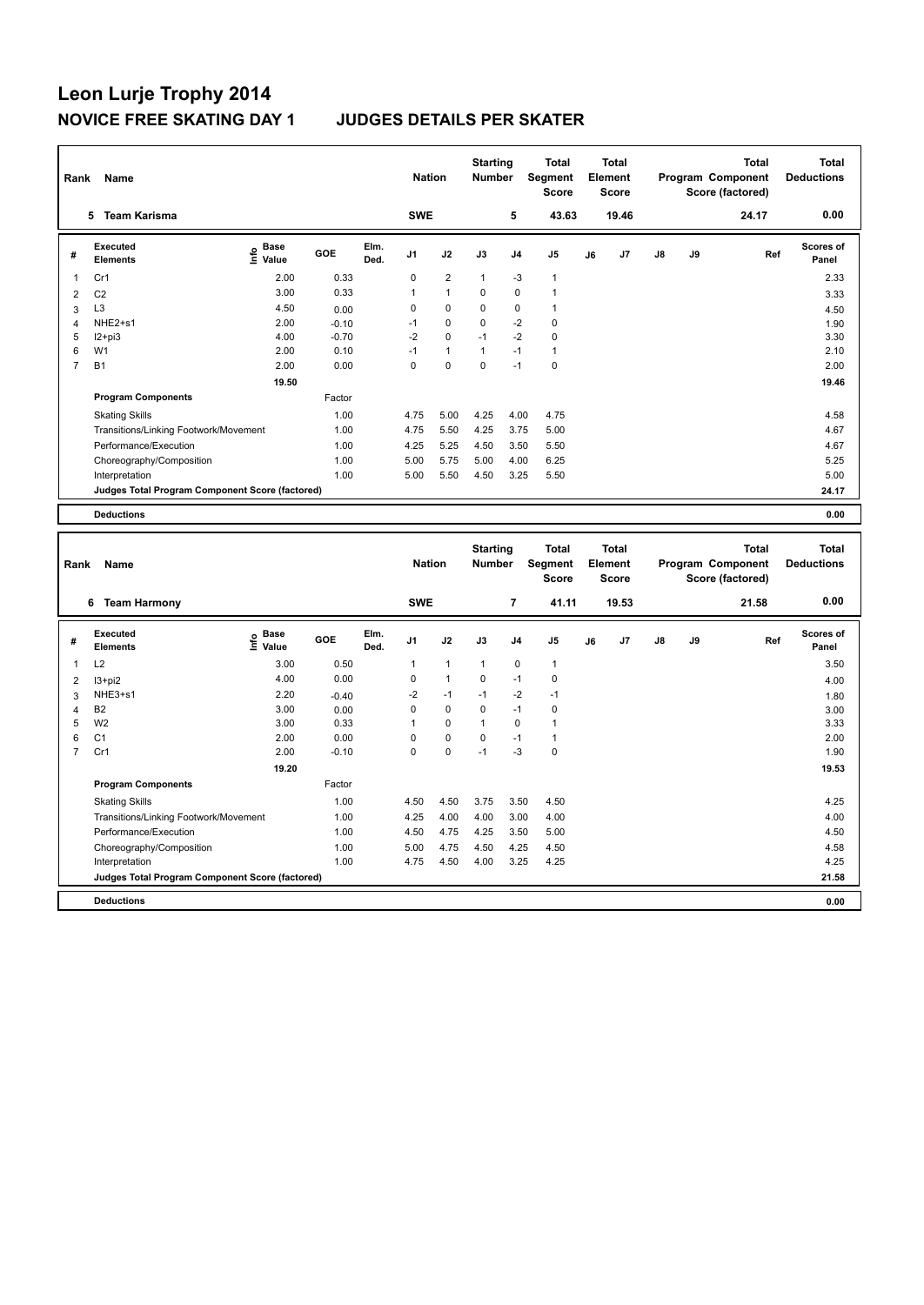# Leon Lurje Trophy 2014

## NOVICE FREE SKATING DAY 1 JUDGES DETAILS PER SKATER

| Rank | Name | Nation | Starting Number | Total Segment Score | Total Element Score | Total Program Component Score (factored) | Total Deductions |
|---|---|---|---|---|---|---|---|
| 5 | Team Karisma | SWE | 5 | 43.63 | 19.46 | 24.17 | 0.00 |

| # | Executed Elements | Info | Base Value | GOE | Elm. Ded. | J1 | J2 | J3 | J4 | J5 | J6 | J7 | J8 | J9 | Ref | Scores of Panel |
|---|---|---|---|---|---|---|---|---|---|---|---|---|---|---|---|---|
| 1 | Cr1 | | 2.00 | 0.33 | | 0 | 2 | 1 | -3 | 1 | | | | | | 2.33 |
| 2 | C2 | | 3.00 | 0.33 | | 1 | 1 | 0 | 0 | 1 | | | | | | 3.33 |
| 3 | L3 | | 4.50 | 0.00 | | 0 | 0 | 0 | 0 | 1 | | | | | | 4.50 |
| 4 | NHE2+s1 | | 2.00 | -0.10 | | -1 | 0 | 0 | -2 | 0 | | | | | | 1.90 |
| 5 | I2+pi3 | | 4.00 | -0.70 | | -2 | 0 | -1 | -2 | 0 | | | | | | 3.30 |
| 6 | W1 | | 2.00 | 0.10 | | -1 | 1 | 1 | -1 | 1 | | | | | | 2.10 |
| 7 | B1 | | 2.00 | 0.00 | | 0 | 0 | 0 | -1 | 0 | | | | | | 2.00 |
| | | | 19.50 | | | | | | | | | | | | | 19.46 |

| Program Components | Factor | J1 | J2 | J3 | J4 | J5 | J6 | J7 | J8 | J9 | Scores of Panel |
|---|---|---|---|---|---|---|---|---|---|---|---|
| Skating Skills | 1.00 | 4.75 | 5.00 | 4.25 | 4.00 | 4.75 | | | | | 4.58 |
| Transitions/Linking Footwork/Movement | 1.00 | 4.75 | 5.50 | 4.25 | 3.75 | 5.00 | | | | | 4.67 |
| Performance/Execution | 1.00 | 4.25 | 5.25 | 4.50 | 3.50 | 5.50 | | | | | 4.67 |
| Choreography/Composition | 1.00 | 5.00 | 5.75 | 5.00 | 4.00 | 6.25 | | | | | 5.25 |
| Interpretation | 1.00 | 5.00 | 5.50 | 4.50 | 3.25 | 5.50 | | | | | 5.00 |
| Judges Total Program Component Score (factored) | | | | | | | | | | | 24.17 |

| Deductions | 0.00 |
|---|---|

| Rank | Name | Nation | Starting Number | Total Segment Score | Total Element Score | Total Program Component Score (factored) | Total Deductions |
|---|---|---|---|---|---|---|---|
| 6 | Team Harmony | SWE | 7 | 41.11 | 19.53 | 21.58 | 0.00 |

| # | Executed Elements | Info | Base Value | GOE | Elm. Ded. | J1 | J2 | J3 | J4 | J5 | J6 | J7 | J8 | J9 | Ref | Scores of Panel |
|---|---|---|---|---|---|---|---|---|---|---|---|---|---|---|---|---|
| 1 | L2 | | 3.00 | 0.50 | | 1 | 1 | 1 | 0 | 1 | | | | | | 3.50 |
| 2 | I3+pi2 | | 4.00 | 0.00 | | 0 | 1 | 0 | -1 | 0 | | | | | | 4.00 |
| 3 | NHE3+s1 | | 2.20 | -0.40 | | -2 | -1 | -1 | -2 | -1 | | | | | | 1.80 |
| 4 | B2 | | 3.00 | 0.00 | | 0 | 0 | 0 | -1 | 0 | | | | | | 3.00 |
| 5 | W2 | | 3.00 | 0.33 | | 1 | 0 | 1 | 0 | 1 | | | | | | 3.33 |
| 6 | C1 | | 2.00 | 0.00 | | 0 | 0 | 0 | -1 | 1 | | | | | | 2.00 |
| 7 | Cr1 | | 2.00 | -0.10 | | 0 | 0 | -1 | -3 | 0 | | | | | | 1.90 |
| | | | 19.20 | | | | | | | | | | | | | 19.53 |

| Program Components | Factor | J1 | J2 | J3 | J4 | J5 | J6 | J7 | J8 | J9 | Scores of Panel |
|---|---|---|---|---|---|---|---|---|---|---|---|
| Skating Skills | 1.00 | 4.50 | 4.50 | 3.75 | 3.50 | 4.50 | | | | | 4.25 |
| Transitions/Linking Footwork/Movement | 1.00 | 4.25 | 4.00 | 4.00 | 3.00 | 4.00 | | | | | 4.00 |
| Performance/Execution | 1.00 | 4.50 | 4.75 | 4.25 | 3.50 | 5.00 | | | | | 4.50 |
| Choreography/Composition | 1.00 | 5.00 | 4.75 | 4.50 | 4.25 | 4.50 | | | | | 4.58 |
| Interpretation | 1.00 | 4.75 | 4.50 | 4.00 | 3.25 | 4.25 | | | | | 4.25 |
| Judges Total Program Component Score (factored) | | | | | | | | | | | 21.58 |

| Deductions | 0.00 |
|---|---|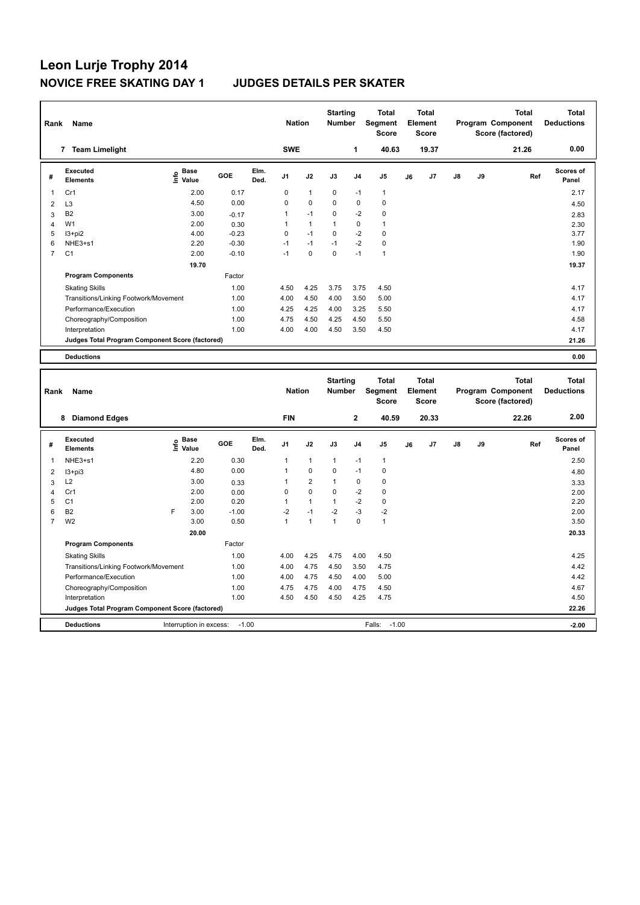# Leon Lurje Trophy 2014

## NOVICE FREE SKATING DAY 1 JUDGES DETAILS PER SKATER

| Rank | Name | Nation | Starting Number | Total Segment Score | Total Element Score | Total Program Component Score (factored) | Total Deductions |
|---|---|---|---|---|---|---|---|
| 7 | Team Limelight | SWE | 1 | 40.63 | 19.37 | 21.26 | 0.00 |

| # | Executed Elements | Info | Base Value | GOE | Elm. Ded. | J1 | J2 | J3 | J4 | J5 | J6 | J7 | J8 | J9 | Ref | Scores of Panel |
|---|---|---|---|---|---|---|---|---|---|---|---|---|---|---|---|---|
| 1 | Cr1 | | 2.00 | 0.17 | | 0 | 1 | 0 | -1 | 1 | | | | | | 2.17 |
| 2 | L3 | | 4.50 | 0.00 | | 0 | 0 | 0 | 0 | 0 | | | | | | 4.50 |
| 3 | B2 | | 3.00 | -0.17 | | 1 | -1 | 0 | -2 | 0 | | | | | | 2.83 |
| 4 | W1 | | 2.00 | 0.30 | | 1 | 1 | 1 | 0 | 1 | | | | | | 2.30 |
| 5 | I3+pi2 | | 4.00 | -0.23 | | 0 | -1 | 0 | -2 | 0 | | | | | | 3.77 |
| 6 | NHE3+s1 | | 2.20 | -0.30 | | -1 | -1 | -1 | -2 | 0 | | | | | | 1.90 |
| 7 | C1 | | 2.00 | -0.10 | | -1 | 0 | 0 | -1 | 1 | | | | | | 1.90 |
| | | | 19.70 | | | | | | | | | | | | | 19.37 |

| Program Components | Factor | J1 | J2 | J3 | J4 | J5 | J6 | J7 | J8 | J9 | Scores of Panel |
|---|---|---|---|---|---|---|---|---|---|---|---|
| Skating Skills | 1.00 | 4.50 | 4.25 | 3.75 | 3.75 | 4.50 | | | | | 4.17 |
| Transitions/Linking Footwork/Movement | 1.00 | 4.00 | 4.50 | 4.00 | 3.50 | 5.00 | | | | | 4.17 |
| Performance/Execution | 1.00 | 4.25 | 4.25 | 4.00 | 3.25 | 5.50 | | | | | 4.17 |
| Choreography/Composition | 1.00 | 4.75 | 4.50 | 4.25 | 4.50 | 5.50 | | | | | 4.58 |
| Interpretation | 1.00 | 4.00 | 4.00 | 4.50 | 3.50 | 4.50 | | | | | 4.17 |
| Judges Total Program Component Score (factored) | | | | | | | | | | | 21.26 |

| Deductions | 0.00 |
|---|---|

| Rank | Name | Nation | Starting Number | Total Segment Score | Total Element Score | Total Program Component Score (factored) | Total Deductions |
|---|---|---|---|---|---|---|---|
| 8 | Diamond Edges | FIN | 2 | 40.59 | 20.33 | 22.26 | 2.00 |

| # | Executed Elements | Info | Base Value | GOE | Elm. Ded. | J1 | J2 | J3 | J4 | J5 | J6 | J7 | J8 | J9 | Ref | Scores of Panel |
|---|---|---|---|---|---|---|---|---|---|---|---|---|---|---|---|---|
| 1 | NHE3+s1 | | 2.20 | 0.30 | | 1 | 1 | 1 | -1 | 1 | | | | | | 2.50 |
| 2 | I3+pi3 | | 4.80 | 0.00 | | 1 | 0 | 0 | -1 | 0 | | | | | | 4.80 |
| 3 | L2 | | 3.00 | 0.33 | | 1 | 2 | 1 | 0 | 0 | | | | | | 3.33 |
| 4 | Cr1 | | 2.00 | 0.00 | | 0 | 0 | 0 | -2 | 0 | | | | | | 2.00 |
| 5 | C1 | | 2.00 | 0.20 | | 1 | 1 | 1 | -2 | 0 | | | | | | 2.20 |
| 6 | B2 | F | 3.00 | -1.00 | | -2 | -1 | -2 | -3 | -2 | | | | | | 2.00 |
| 7 | W2 | | 3.00 | 0.50 | | 1 | 1 | 1 | 0 | 1 | | | | | | 3.50 |
| | | | 20.00 | | | | | | | | | | | | | 20.33 |

| Program Components | Factor | J1 | J2 | J3 | J4 | J5 | J6 | J7 | J8 | J9 | Scores of Panel |
|---|---|---|---|---|---|---|---|---|---|---|---|
| Skating Skills | 1.00 | 4.00 | 4.25 | 4.75 | 4.00 | 4.50 | | | | | 4.25 |
| Transitions/Linking Footwork/Movement | 1.00 | 4.00 | 4.75 | 4.50 | 3.50 | 4.75 | | | | | 4.42 |
| Performance/Execution | 1.00 | 4.00 | 4.75 | 4.50 | 4.00 | 5.00 | | | | | 4.42 |
| Choreography/Composition | 1.00 | 4.75 | 4.75 | 4.00 | 4.75 | 4.50 | | | | | 4.67 |
| Interpretation | 1.00 | 4.50 | 4.50 | 4.50 | 4.25 | 4.75 | | | | | 4.50 |
| Judges Total Program Component Score (factored) | | | | | | | | | | | 22.26 |

| Deductions | Interruption in excess: -1.00 | Falls: -1.00 | -2.00 |
|---|---|---|---|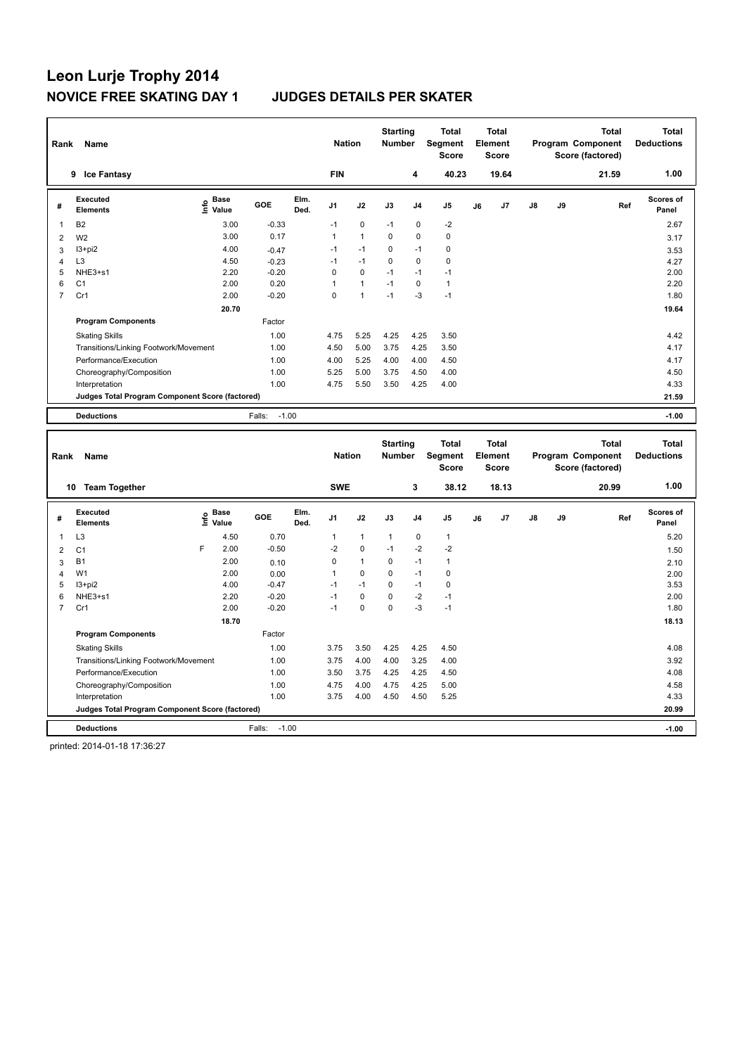# Leon Lurje Trophy 2014

## NOVICE FREE SKATING DAY 1 JUDGES DETAILS PER SKATER

| Rank | Name | Nation | Starting Number | Total Segment Score | Total Element Score | Total Program Component Score (factored) | Total Deductions |
|---|---|---|---|---|---|---|---|
| 9 | Ice Fantasy | FIN | 4 | 40.23 | 19.64 | 21.59 | 1.00 |

| # | Executed Elements | Info | Base Value | GOE | Elm. Ded. | J1 | J2 | J3 | J4 | J5 | J6 | J7 | J8 | J9 | Ref | Scores of Panel |
|---|---|---|---|---|---|---|---|---|---|---|---|---|---|---|---|---|
| 1 | B2 | | 3.00 | -0.33 | | -1 | 0 | -1 | 0 | -2 | | | | | | 2.67 |
| 2 | W2 | | 3.00 | 0.17 | | 1 | 1 | 0 | 0 | 0 | | | | | | 3.17 |
| 3 | I3+pi2 | | 4.00 | -0.47 | | -1 | -1 | 0 | -1 | 0 | | | | | | 3.53 |
| 4 | L3 | | 4.50 | -0.23 | | -1 | -1 | 0 | 0 | 0 | | | | | | 4.27 |
| 5 | NHE3+s1 | | 2.20 | -0.20 | | 0 | 0 | -1 | -1 | -1 | | | | | | 2.00 |
| 6 | C1 | | 2.00 | 0.20 | | 1 | 1 | -1 | 0 | 1 | | | | | | 2.20 |
| 7 | Cr1 | | 2.00 | -0.20 | | 0 | 1 | -1 | -3 | -1 | | | | | | 1.80 |
| | | | 20.70 | | | | | | | | | | | | | 19.64 |
| | **Program Components** | | | Factor | | | | | | | | | | | | |
| | Skating Skills | | | 1.00 | | 4.75 | 5.25 | 4.25 | 4.25 | 3.50 | | | | | | 4.42 |
| | Transitions/Linking Footwork/Movement | | | 1.00 | | 4.50 | 5.00 | 3.75 | 4.25 | 3.50 | | | | | | 4.17 |
| | Performance/Execution | | | 1.00 | | 4.00 | 5.25 | 4.00 | 4.00 | 4.50 | | | | | | 4.17 |
| | Choreography/Composition | | | 1.00 | | 5.25 | 5.00 | 3.75 | 4.50 | 4.00 | | | | | | 4.50 |
| | Interpretation | | | 1.00 | | 4.75 | 5.50 | 3.50 | 4.25 | 4.00 | | | | | | 4.33 |
| | Judges Total Program Component Score (factored) | | | | | | | | | | | | | | | 21.59 |
| | **Deductions** | | | Falls: -1.00 | | | | | | | | | | | | -1.00 |

| Rank | Name | Nation | Starting Number | Total Segment Score | Total Element Score | Total Program Component Score (factored) | Total Deductions |
|---|---|---|---|---|---|---|---|
| 10 | Team Together | SWE | 3 | 38.12 | 18.13 | 20.99 | 1.00 |

| # | Executed Elements | Info | Base Value | GOE | Elm. Ded. | J1 | J2 | J3 | J4 | J5 | J6 | J7 | J8 | J9 | Ref | Scores of Panel |
|---|---|---|---|---|---|---|---|---|---|---|---|---|---|---|---|---|
| 1 | L3 | | 4.50 | 0.70 | | 1 | 1 | 1 | 0 | 1 | | | | | | 5.20 |
| 2 | C1 | F | 2.00 | -0.50 | | -2 | 0 | -1 | -2 | -2 | | | | | | 1.50 |
| 3 | B1 | | 2.00 | 0.10 | | 0 | 1 | 0 | -1 | 1 | | | | | | 2.10 |
| 4 | W1 | | 2.00 | 0.00 | | 1 | 0 | 0 | -1 | 0 | | | | | | 2.00 |
| 5 | I3+pi2 | | 4.00 | -0.47 | | -1 | -1 | 0 | -1 | 0 | | | | | | 3.53 |
| 6 | NHE3+s1 | | 2.20 | -0.20 | | -1 | 0 | 0 | -2 | -1 | | | | | | 2.00 |
| 7 | Cr1 | | 2.00 | -0.20 | | -1 | 0 | 0 | -3 | -1 | | | | | | 1.80 |
| | | | 18.70 | | | | | | | | | | | | | 18.13 |
| | **Program Components** | | | Factor | | | | | | | | | | | | |
| | Skating Skills | | | 1.00 | | 3.75 | 3.50 | 4.25 | 4.25 | 4.50 | | | | | | 4.08 |
| | Transitions/Linking Footwork/Movement | | | 1.00 | | 3.75 | 4.00 | 4.00 | 3.25 | 4.00 | | | | | | 3.92 |
| | Performance/Execution | | | 1.00 | | 3.50 | 3.75 | 4.25 | 4.25 | 4.50 | | | | | | 4.08 |
| | Choreography/Composition | | | 1.00 | | 4.75 | 4.00 | 4.75 | 4.25 | 5.00 | | | | | | 4.58 |
| | Interpretation | | | 1.00 | | 3.75 | 4.00 | 4.50 | 4.50 | 5.25 | | | | | | 4.33 |
| | Judges Total Program Component Score (factored) | | | | | | | | | | | | | | | 20.99 |
| | **Deductions** | | | Falls: -1.00 | | | | | | | | | | | | -1.00 |

printed: 2014-01-18 17:36:27